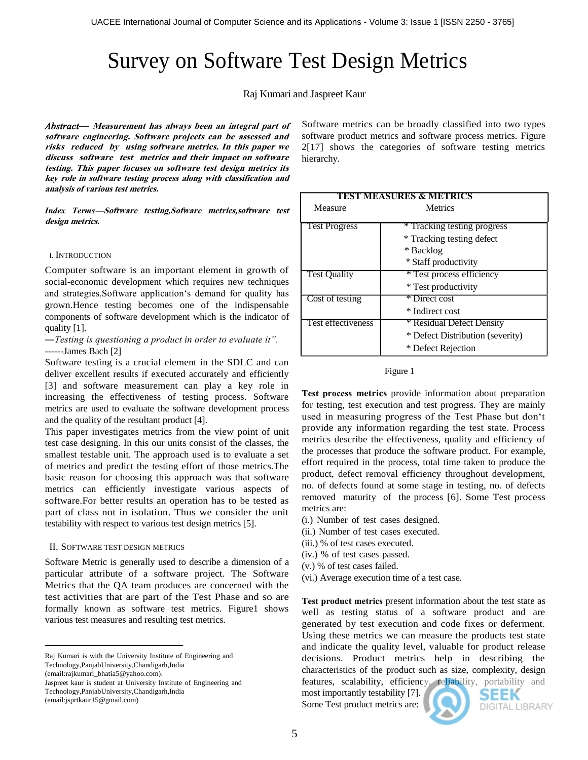# Survey on Software Test Design Metrics

Raj Kumari and Jaspreet Kaur

***Abstract*— *Measurement has always been an integral part of software engineering. Software projects can be assessed and risks reduced by using software metrics. In this paper we discuss software test metrics and their impact on software testing. This paper focuses on software test design metrics its key role in software testing process along with classification and analysis of various test metrics.***

***Index Terms*—*Software testing,Sofware metrics,software test design metrics.***

## I. Introduction

Computer software is an important element in growth of social-economic development which requires new techniques and strategies.Software application‗s demand for quality has grown.Hence testing becomes one of the indispensable components of software development which is the indicator of quality [1].

―*Testing is questioning a product in order to evaluate it".* ------James Bach [2]

Software testing is a crucial element in the SDLC and can deliver excellent results if executed accurately and efficiently [3] and software measurement can play a key role in increasing the effectiveness of testing process. Software metrics are used to evaluate the software development process and the quality of the resultant product [4].

This paper investigates metrics from the view point of unit test case designing. In this our units consist of the classes, the smallest testable unit. The approach used is to evaluate a set of metrics and predict the testing effort of those metrics.The basic reason for choosing this approach was that software metrics can efficiently investigate various aspects of software.For better results an operation has to be tested as part of class not in isolation. Thus we consider the unit testability with respect to various test design metrics [5].

## II. Software test design metrics

Software Metric is generally used to describe a dimension of a particular attribute of a software project. The Software Metrics that the QA team produces are concerned with the test activities that are part of the Test Phase and so are formally known as software test metrics. Figure1 shows various test measures and resulting test metrics.

Raj Kumari is with the University Institute of Engineering and Technology,PanjabUniversity,Chandigarh,India (email:rajkumari_bhatia5@yahoo.com).
Jaspreet kaur is student at University Institute of Engineering and Technology,PanjabUniversity,Chandigarh,India (email:jsprtkaur15@gmail.com)

Software metrics can be broadly classified into two types software product metrics and software process metrics. Figure 2[17] shows the categories of software testing metrics hierarchy.

| TEST MEASURES & METRICS | |
|---|---|
| Measure | Metrics |
| Test Progress | * Tracking testing progress<br>* Tracking testing defect<br>* Backlog<br>* Staff productivity |
| Test Quality | * Test process efficiency<br>* Test productivity |
| Cost of testing | * Direct cost<br>* Indirect cost |
| Test effectiveness | * Residual Defect Density<br>* Defect Distribution (severity)<br>* Defect Rejection |

Figure 1

**Test process metrics** provide information about preparation for testing, test execution and test progress. They are mainly used in measuring progress of the Test Phase but don‗t provide any information regarding the test state. Process metrics describe the effectiveness, quality and efficiency of the processes that produce the software product. For example, effort required in the process, total time taken to produce the product, defect removal efficiency throughout development, no. of defects found at some stage in testing, no. of defects removed maturity of the process [6]. Some Test process metrics are:

(i.) Number of test cases designed.
(ii.) Number of test cases executed.
(iii.) % of test cases executed.
(iv.) % of test cases passed.
(v.) % of test cases failed.
(vi.) Average execution time of a test case.

**Test product metrics** present information about the test state as well as testing status of a software product and are generated by test execution and code fixes or deferment. Using these metrics we can measure the products test state and indicate the quality level, valuable for product release decisions. Product metrics help in describing the characteristics of the product such as size, complexity, design features, scalability, efficiency, reliability, portability and most importantly testability [7].

Some Test product metrics are: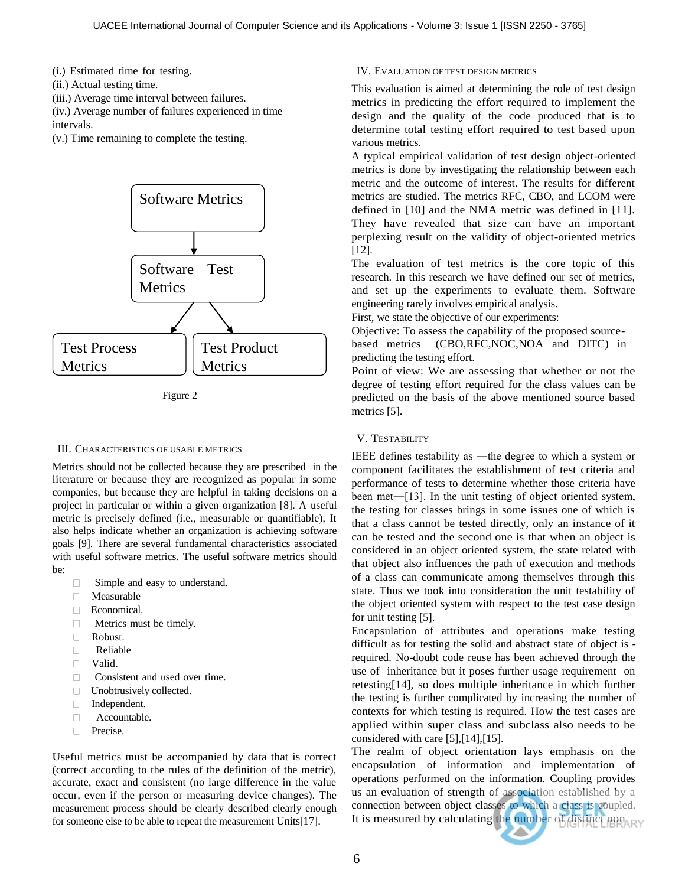(i.) Estimated time for testing.
(ii.) Actual testing time.
(iii.) Average time interval between failures.
(iv.) Average number of failures experienced in time intervals.
(v.) Time remaining to complete the testing.

Software Metrics → Software Test Metrics → Test Process Metrics, Test Product Metrics

Figure 2

## III. Characteristics of usable metrics

Metrics should not be collected because they are prescribed in the literature or because they are recognized as popular in some companies, but because they are helpful in taking decisions on a project in particular or within a given organization [8]. A useful metric is precisely defined (i.e., measurable or quantifiable), It also helps indicate whether an organization is achieving software goals [9]. There are several fundamental characteristics associated with useful software metrics. The useful software metrics should be:

- Simple and easy to understand.
- Measurable
- Economical.
- Metrics must be timely.
- Robust.
- Reliable
- Valid.
- Consistent and used over time.
- Unobtrusively collected.
- Independent.
- Accountable.
- Precise.

Useful metrics must be accompanied by data that is correct (correct according to the rules of the definition of the metric), accurate, exact and consistent (no large difference in the value occur, even if the person or measuring device changes). The measurement process should be clearly described clearly enough for someone else to be able to repeat the measurement Units[17].

## IV. Evaluation of test design metrics

This evaluation is aimed at determining the role of test design metrics in predicting the effort required to implement the design and the quality of the code produced that is to determine total testing effort required to test based upon various metrics.

A typical empirical validation of test design object-oriented metrics is done by investigating the relationship between each metric and the outcome of interest. The results for different metrics are studied. The metrics RFC, CBO, and LCOM were defined in [10] and the NMA metric was defined in [11]. They have revealed that size can have an important perplexing result on the validity of object-oriented metrics [12].

The evaluation of test metrics is the core topic of this research. In this research we have defined our set of metrics, and set up the experiments to evaluate them. Software engineering rarely involves empirical analysis.

First, we state the objective of our experiments:

Objective: To assess the capability of the proposed source-based metrics (CBO,RFC,NOC,NOA and DITC) in predicting the testing effort.

Point of view: We are assessing that whether or not the degree of testing effort required for the class values can be predicted on the basis of the above mentioned source based metrics [5].

## V. Testability

IEEE defines testability as ―the degree to which a system or component facilitates the establishment of test criteria and performance of tests to determine whether those criteria have been met―[13]. In the unit testing of object oriented system, the testing for classes brings in some issues one of which is that a class cannot be tested directly, only an instance of it can be tested and the second one is that when an object is considered in an object oriented system, the state related with that object also influences the path of execution and methods of a class can communicate among themselves through this state. Thus we took into consideration the unit testability of the object oriented system with respect to the test case design for unit testing [5].

Encapsulation of attributes and operations make testing difficult as for testing the solid and abstract state of object is -required. No-doubt code reuse has been achieved through the use of inheritance but it poses further usage requirement on retesting[14], so does multiple inheritance in which further the testing is further complicated by increasing the number of contexts for which testing is required. How the test cases are applied within super class and subclass also needs to be considered with care [5],[14],[15].

The realm of object orientation lays emphasis on the encapsulation of information and implementation of operations performed on the information. Coupling provides us an evaluation of strength of association established by a connection between object classes to which a class is coupled. It is measured by calculating the number of distinct non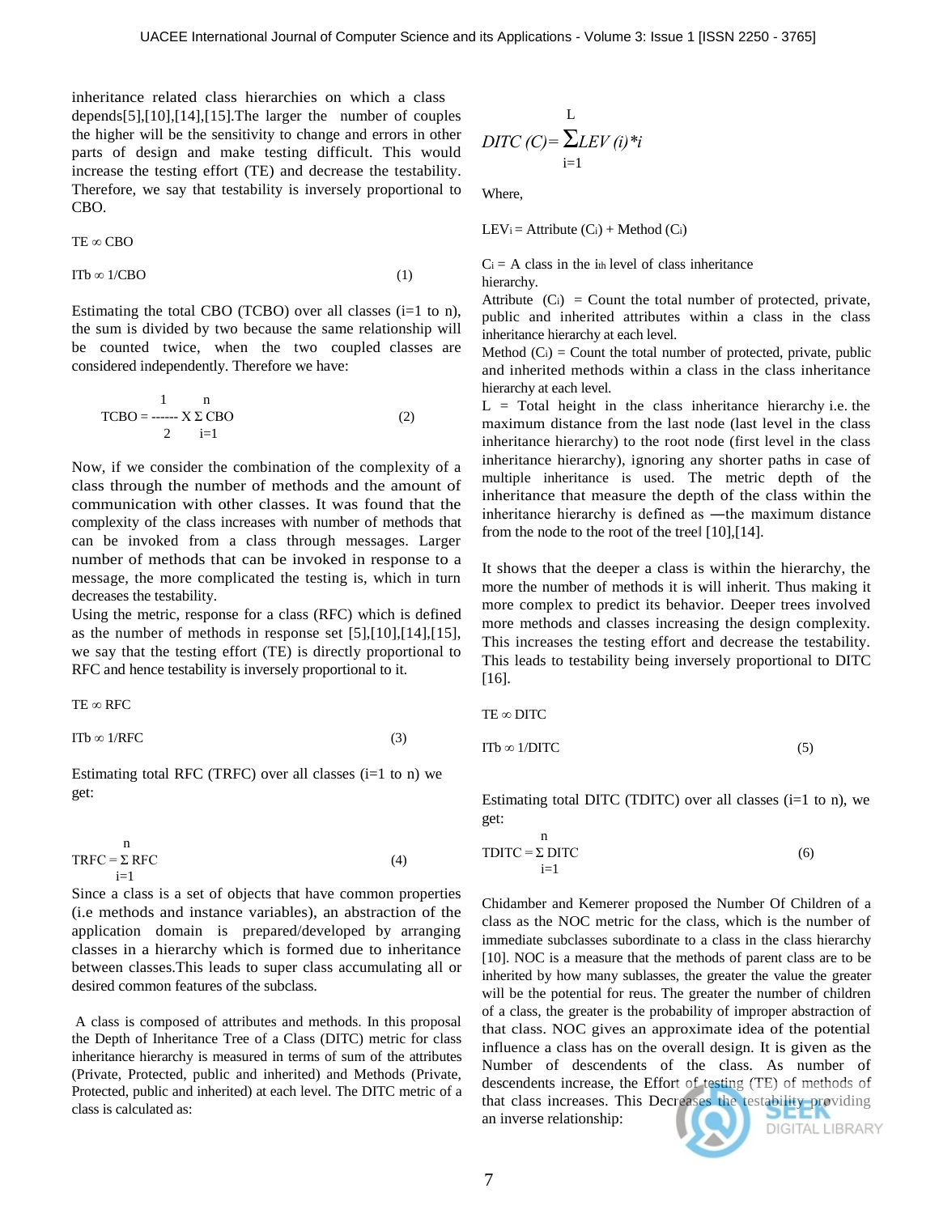inheritance related class hierarchies on which a class depends[5],[10],[14],[15].The larger the number of couples the higher will be the sensitivity to change and errors in other parts of design and make testing difficult. This would increase the testing effort (TE) and decrease the testability. Therefore, we say that testability is inversely proportional to CBO.

$$TE \propto CBO$$

$$ITb \propto 1/CBO \qquad (1)$$

Estimating the total CBO (TCBO) over all classes (i=1 to n), the sum is divided by two because the same relationship will be counted twice, when the two coupled classes are considered independently. Therefore we have:

$$TCBO = \frac{1}{2} \times \sum_{i=1}^{n} CBO \qquad (2)$$

Now, if we consider the combination of the complexity of a class through the number of methods and the amount of communication with other classes. It was found that the complexity of the class increases with number of methods that can be invoked from a class through messages. Larger number of methods that can be invoked in response to a message, the more complicated the testing is, which in turn decreases the testability.

Using the metric, response for a class (RFC) which is defined as the number of methods in response set [5],[10],[14],[15], we say that the testing effort (TE) is directly proportional to RFC and hence testability is inversely proportional to it.

$$TE \propto RFC$$

$$ITb \propto 1/RFC \qquad (3)$$

Estimating total RFC (TRFC) over all classes (i=1 to n) we get:

$$TRFC = \sum_{i=1}^{n} RFC \qquad (4)$$

Since a class is a set of objects that have common properties (i.e methods and instance variables), an abstraction of the application domain is prepared/developed by arranging classes in a hierarchy which is formed due to inheritance between classes.This leads to super class accumulating all or desired common features of the subclass.

A class is composed of attributes and methods. In this proposal the Depth of Inheritance Tree of a Class (DITC) metric for class inheritance hierarchy is measured in terms of sum of the attributes (Private, Protected, public and inherited) and Methods (Private, Protected, public and inherited) at each level. The DITC metric of a class is calculated as:

$$DITC\ (C) = \sum_{i=1}^{L} LEV\ (i) * i$$

Where,

$LEV_i$ = Attribute ($C_i$) + Method ($C_i$)

$C_i$ = A class in the $i_{th}$ level of class inheritance hierarchy.

Attribute ($C_i$) = Count the total number of protected, private, public and inherited attributes within a class in the class inheritance hierarchy at each level.

Method ($C_i$) = Count the total number of protected, private, public and inherited methods within a class in the class inheritance hierarchy at each level.

L = Total height in the class inheritance hierarchy i.e. the maximum distance from the last node (last level in the class inheritance hierarchy) to the root node (first level in the class inheritance hierarchy), ignoring any shorter paths in case of multiple inheritance is used. The metric depth of the inheritance that measure the depth of the class within the inheritance hierarchy is defined as ―the maximum distance from the node to the root of the tree‖ [10],[14].

It shows that the deeper a class is within the hierarchy, the more the number of methods it is will inherit. Thus making it more complex to predict its behavior. Deeper trees involved more methods and classes increasing the design complexity. This increases the testing effort and decrease the testability. This leads to testability being inversely proportional to DITC [16].

$$TE \propto DITC$$

$$ITb \propto 1/DITC \qquad (5)$$

Estimating total DITC (TDITC) over all classes (i=1 to n), we get:

$$TDITC = \sum_{i=1}^{n} DITC \qquad (6)$$

Chidamber and Kemerer proposed the Number Of Children of a class as the NOC metric for the class, which is the number of immediate subclasses subordinate to a class in the class hierarchy [10]. NOC is a measure that the methods of parent class are to be inherited by how many sublasses, the greater the value the greater will be the potential for reus. The greater the number of children of a class, the greater is the probability of improper abstraction of that class. NOC gives an approximate idea of the potential influence a class has on the overall design. It is given as the Number of descendents of the class. As number of descendents increase, the Effort of testing (TE) of methods of that class increases. This Decreases the testability providing an inverse relationship: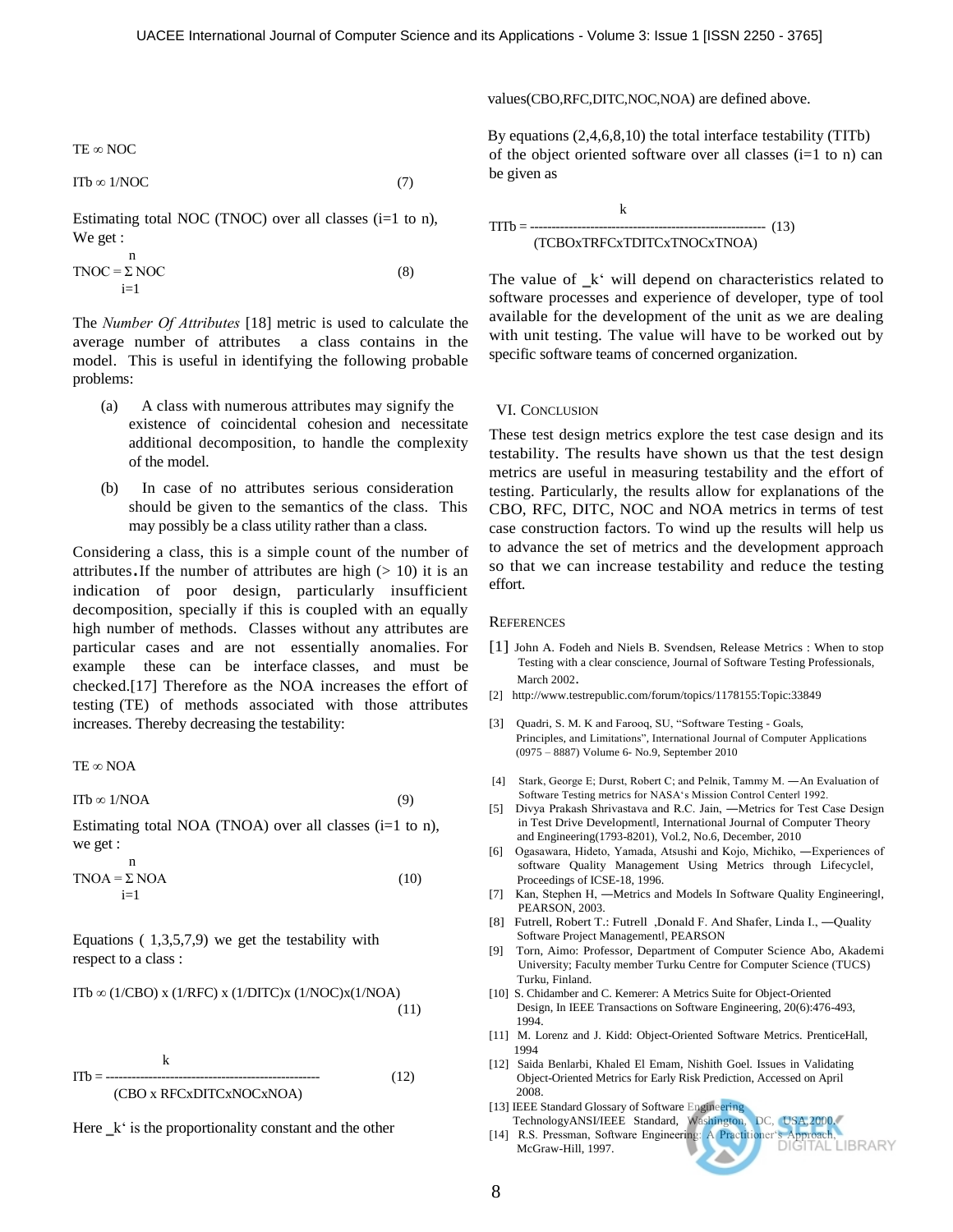$$TE \propto NOC$$

$$ITb \propto 1/NOC \quad (7)$$

Estimating total NOC (TNOC) over all classes (i=1 to n), We get :

$$TNOC = \sum_{i=1}^{n} NOC \quad (8)$$

The *Number Of Attributes* [18] metric is used to calculate the average number of attributes a class contains in the model. This is useful in identifying the following probable problems:

(a) A class with numerous attributes may signify the existence of coincidental cohesion and necessitate additional decomposition, to handle the complexity of the model.

(b) In case of no attributes serious consideration should be given to the semantics of the class. This may possibly be a class utility rather than a class.

Considering a class, this is a simple count of the number of attributes. If the number of attributes are high (> 10) it is an indication of poor design, particularly insufficient decomposition, specially if this is coupled with an equally high number of methods. Classes without any attributes are particular cases and are not essentially anomalies. For example these can be interface classes, and must be checked.[17] Therefore as the NOA increases the effort of testing (TE) of methods associated with those attributes increases. Thereby decreasing the testability:

$$TE \propto NOA$$

$$ITb \propto 1/NOA \quad (9)$$

Estimating total NOA (TNOA) over all classes (i=1 to n), we get :

$$TNOA = \sum_{i=1}^{n} NOA \quad (10)$$

Equations ( 1,3,5,7,9) we get the testability with respect to a class :

$$ITb \propto (1/CBO) \times (1/RFC) \times (1/DITC) \times (1/NOC) \times (1/NOA) \quad (11)$$

$$ITb = \frac{k}{(CBO \times RFC \times DITC \times NOC \times NOA)} \quad (12)$$

Here _k‘ is the proportionality constant and the other values(CBO,RFC,DITC,NOC,NOA) are defined above.

By equations (2,4,6,8,10) the total interface testability (TITb) of the object oriented software over all classes (i=1 to n) can be given as

$$TITb = \frac{k}{(TCBO \times TRFC \times TDITC \times TNOC \times TNOA)} \quad (13)$$

The value of _k‘ will depend on characteristics related to software processes and experience of developer, type of tool available for the development of the unit as we are dealing with unit testing. The value will have to be worked out by specific software teams of concerned organization.

## VI. Conclusion

These test design metrics explore the test case design and its testability. The results have shown us that the test design metrics are useful in measuring testability and the effort of testing. Particularly, the results allow for explanations of the CBO, RFC, DITC, NOC and NOA metrics in terms of test case construction factors. To wind up the results will help us to advance the set of metrics and the development approach so that we can increase testability and reduce the testing effort.

## References

[1] John A. Fodeh and Niels B. Svendsen, Release Metrics : When to stop Testing with a clear conscience, Journal of Software Testing Professionals, March 2002.

[2] http://www.testrepublic.com/forum/topics/1178155:Topic:33849

[3] Quadri, S. M. K and Farooq, SU, “Software Testing - Goals, Principles, and Limitations”, International Journal of Computer Applications (0975 – 8887) Volume 6- No.9, September 2010

[4] Stark, George E; Durst, Robert C; and Pelnik, Tammy M. ―An Evaluation of Software Testing metrics for NASA‘s Mission Control Center‖ 1992.

[5] Divya Prakash Shrivastava and R.C. Jain, ―Metrics for Test Case Design in Test Drive Development‖, International Journal of Computer Theory and Engineering(1793-8201), Vol.2, No.6, December, 2010

[6] Ogasawara, Hideto, Yamada, Atsushi and Kojo, Michiko, ―Experiences of software Quality Management Using Metrics through Lifecycle‖, Proceedings of ICSE-18, 1996.

[7] Kan, Stephen H, ―Metrics and Models In Software Quality Engineering‖, PEARSON, 2003.

[8] Futrell, Robert T.: Futrell ,Donald F. And Shafer, Linda I., ―Quality Software Project Management‖, PEARSON

[9] Torn, Aimo: Professor, Department of Computer Science Abo, Akademi University; Faculty member Turku Centre for Computer Science (TUCS) Turku, Finland.

[10] S. Chidamber and C. Kemerer: A Metrics Suite for Object-Oriented Design, In IEEE Transactions on Software Engineering, 20(6):476-493, 1994.

[11] M. Lorenz and J. Kidd: Object-Oriented Software Metrics. PrenticeHall, 1994

[12] Saida Benlarbi, Khaled El Emam, Nishith Goel. Issues in Validating Object-Oriented Metrics for Early Risk Prediction, Accessed on April 2008.

[13] IEEE Standard Glossary of Software Engineering TechnologyANSI/IEEE Standard, Washington, DC, USA,2000.

[14] R.S. Pressman, Software Engineering: A Practitioner‘s Approach, McGraw-Hill, 1997.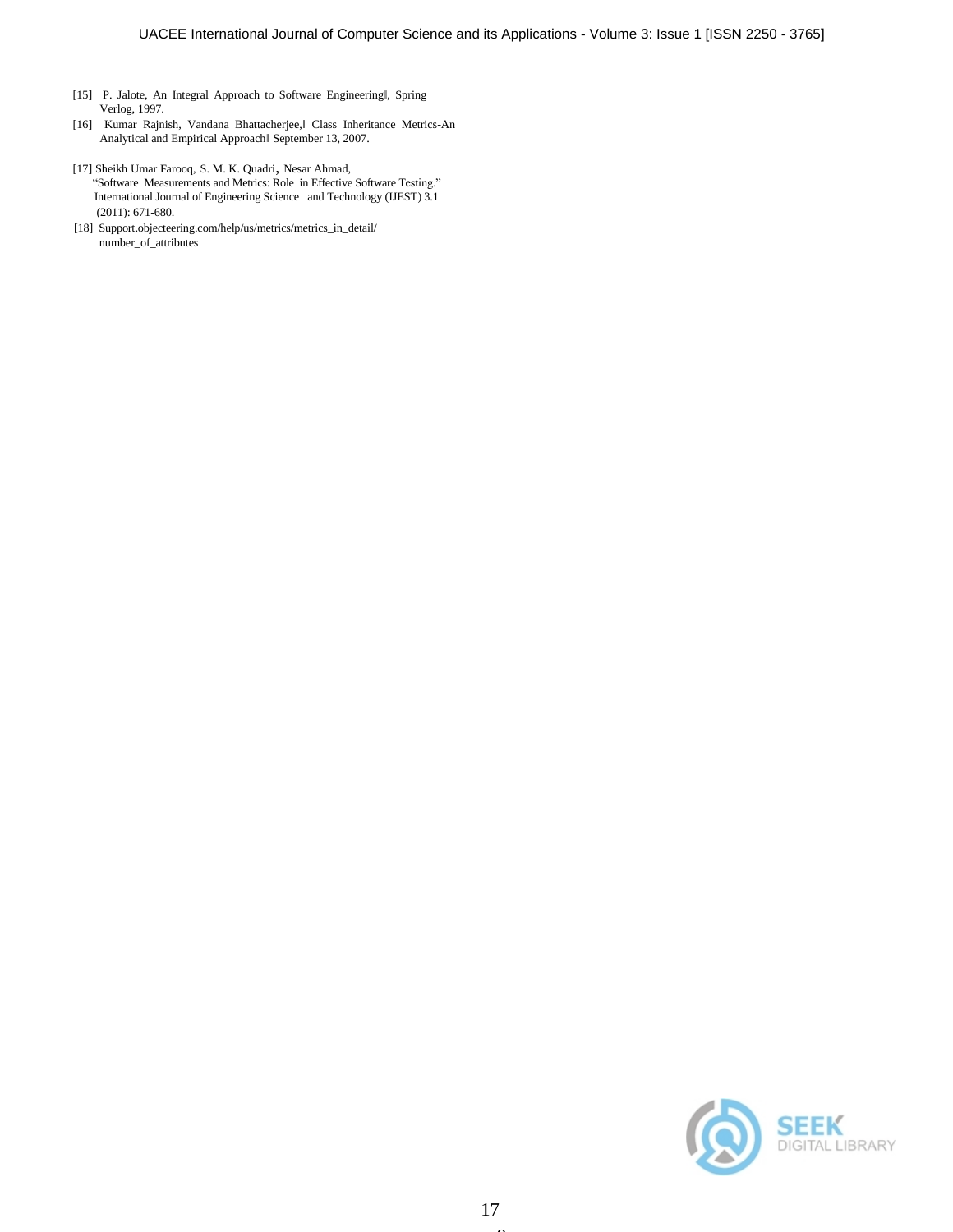[15] P. Jalote, An Integral Approach to Software Engineering‖, Spring Verlog, 1997.

[16] Kumar Rajnish, Vandana Bhattacherjee,‖ Class Inheritance Metrics-An Analytical and Empirical Approach‖ September 13, 2007.

[17] Sheikh Umar Farooq, S. M. K. Quadri, Nesar Ahmad, "Software Measurements and Metrics: Role in Effective Software Testing." International Journal of Engineering Science and Technology (IJEST) 3.1 (2011): 671-680.

[18] Support.objecteering.com/help/us/metrics/metrics_in_detail/number_of_attributes